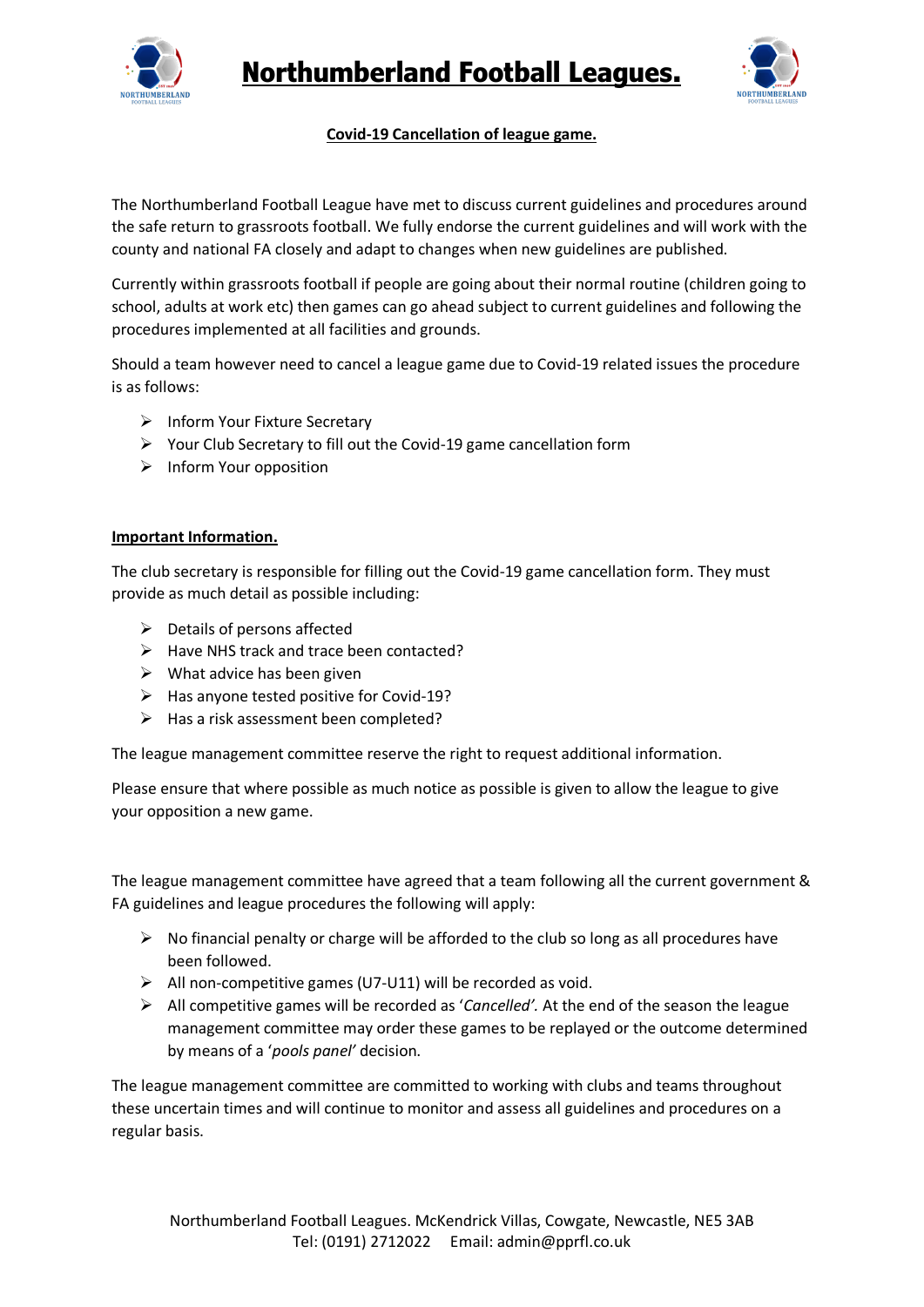# Northumberland Football Leagues.

## Covid-19 Cancellation of league game.

The Northumberland Football League have met to discuss current guidelines and procedures around the safe return to grassroots football. We fully endorse the current guidelines and will work with the county and national FA closely and adapt to changes when new guidelines are published.

Currently within grassroots football if people are going about their normal routine (children going to school, adults at work etc) then games can go ahead subject to current guidelines and following the procedures implemented at all facilities and grounds.

Should a team however need to cancel a league game due to Covid-19 related issues the procedure is as follows:

- Inform Your Fixture Secretary
- Your Club Secretary to fill out the Covid-19 game cancellation form
- Inform Your opposition

**Important Information.**

The club secretary is responsible for filling out the Covid-19 game cancellation form. They must provide as much detail as possible including:

- Details of persons affected
- Have NHS track and trace been contacted?
- What advice has been given
- Has anyone tested positive for Covid-19?
- Has a risk assessment been completed?

The league management committee reserve the right to request additional information.

Please ensure that where possible as much notice as possible is given to allow the league to give your opposition a new game.

The league management committee have agreed that a team following all the current government & FA guidelines and league procedures the following will apply:

- No financial penalty or charge will be afforded to the club so long as all procedures have been followed.
- All non-competitive games (U7-U11) will be recorded as void.
- All competitive games will be recorded as '*Cancelled'*. At the end of the season the league management committee may order these games to be replayed or the outcome determined by means of a '*pools panel'* decision.

The league management committee are committed to working with clubs and teams throughout these uncertain times and will continue to monitor and assess all guidelines and procedures on a regular basis.

Northumberland Football Leagues. McKendrick Villas, Cowgate, Newcastle, NE5 3AB
Tel: (0191) 2712022 Email: admin@pprfl.co.uk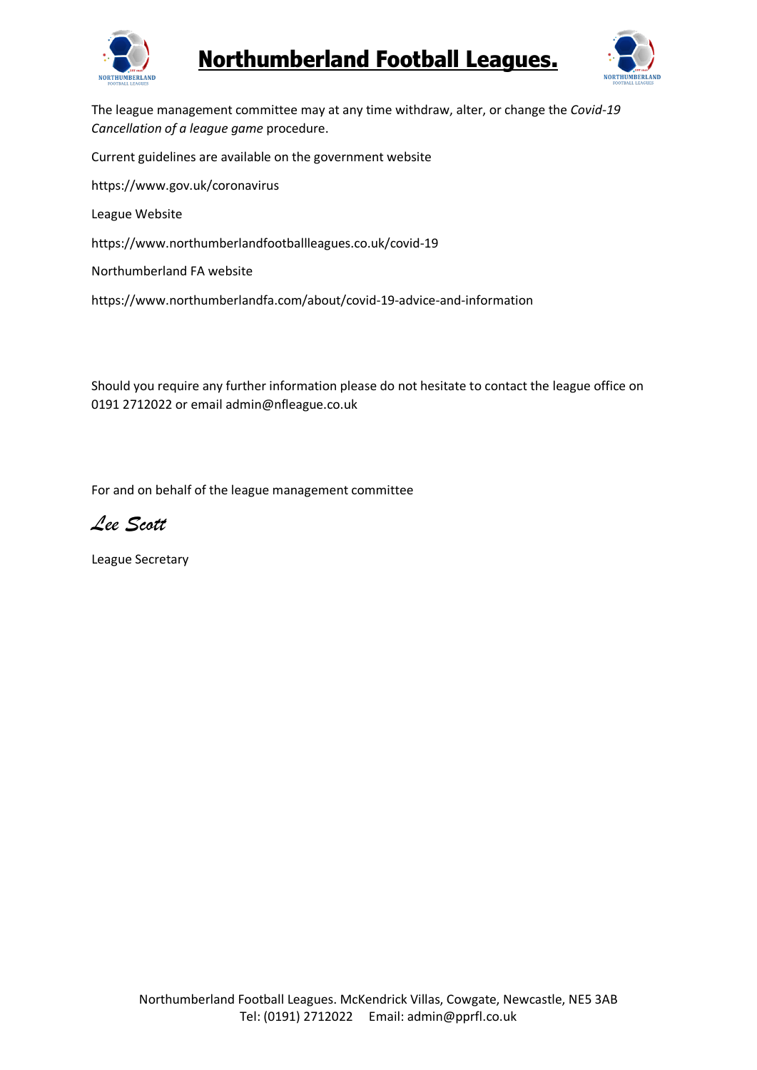The league management committee may at any time withdraw, alter, or change the *Covid-19 Cancellation of a league game* procedure.

Current guidelines are available on the government website

https://www.gov.uk/coronavirus

League Website

https://www.northumberlandfootballleagues.co.uk/covid-19

Northumberland FA website

https://www.northumberlandfa.com/about/covid-19-advice-and-information

Should you require any further information please do not hesitate to contact the league office on 0191 2712022 or email admin@nfleague.co.uk

For and on behalf of the league management committee

*Lee Scott*

League Secretary